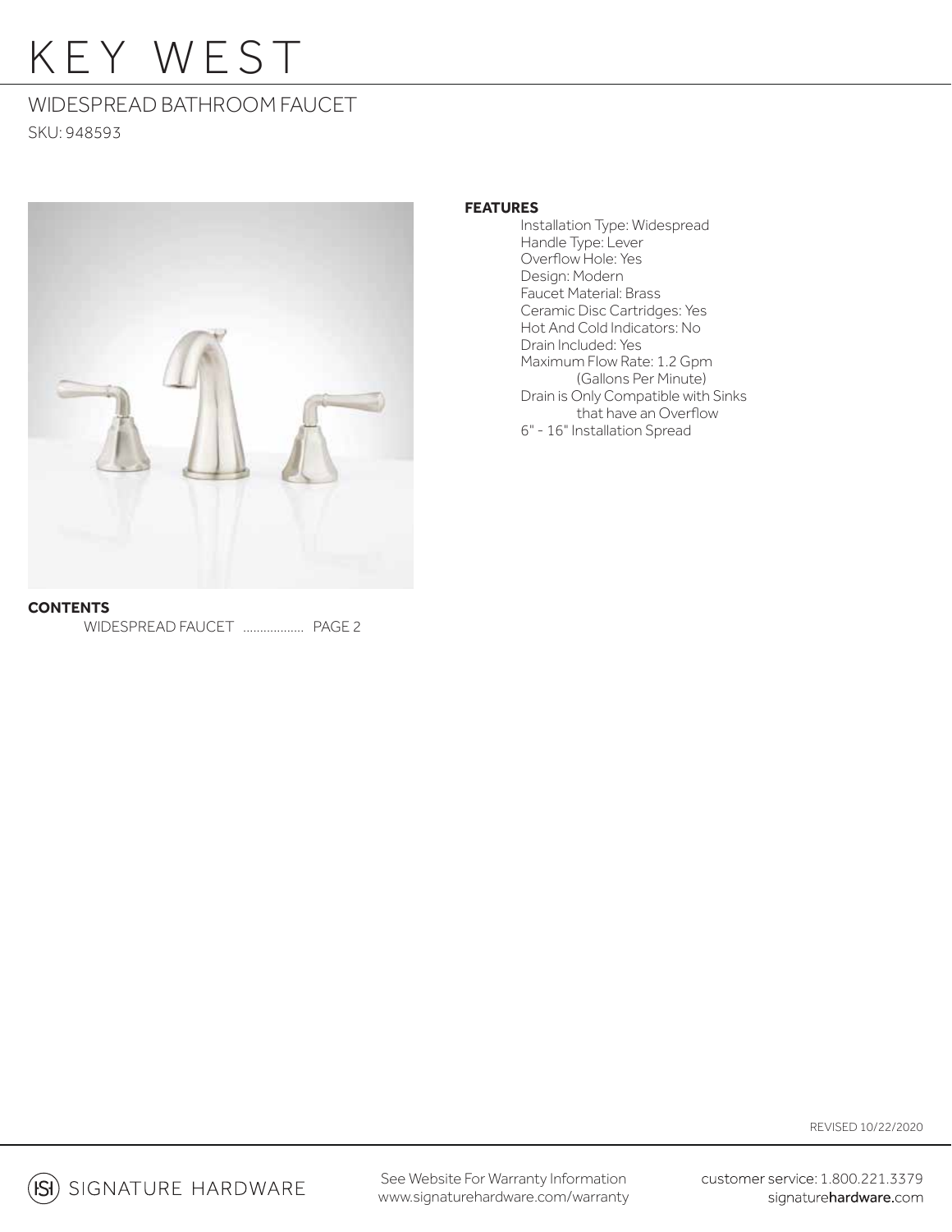# KEY WEST

## WIDESPREAD BATHROOM FAUCET

SKU: 948593

**FEATURES**

- Installation Type: Widespread
- Handle Type: Lever
- Overflow Hole: Yes
- Design: Modern
- Faucet Material: Brass
- Ceramic Disc Cartridges: Yes
- Hot And Cold Indicators: No
- Drain Included: Yes
- Maximum Flow Rate: 1.2 Gpm (Gallons Per Minute)
- Drain is Only Compatible with Sinks that have an Overflow
- 6" - 16" Installation Spread

**CONTENTS**

WIDESPREAD FAUCET .................. PAGE 2

REVISED 10/22/2020

SIGNATURE HARDWARE

See Website For Warranty Information
www.signaturehardware.com/warranty

customer service: 1.800.221.3379
signaturehardware.com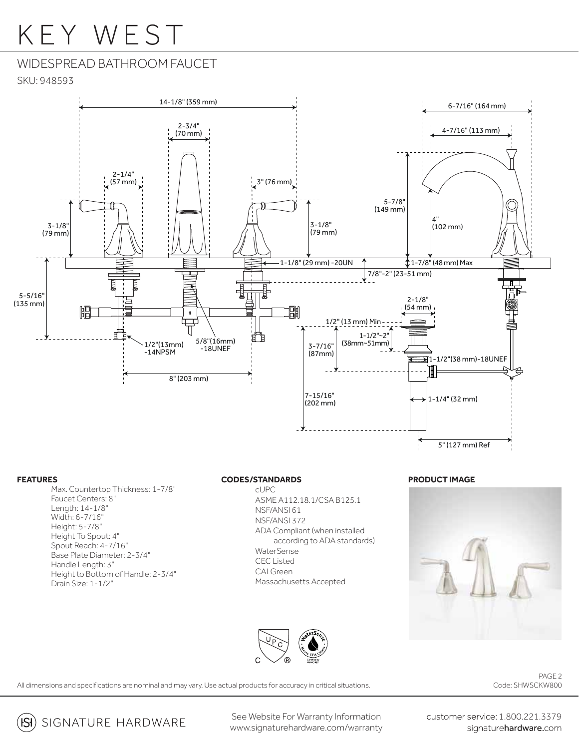# KEY WEST

## WIDESPREAD BATHROOM FAUCET

SKU: 948593

14-1/8" (359 mm)
2-3/4" (70 mm)
6-7/16" (164 mm)
4-7/16" (113 mm)
2-1/4" (57 mm)
3" (76 mm)
5-7/8" (149 mm)
4" (102 mm)
3-1/8" (79 mm)
3-1/8" (79 mm)
1-1/8" (29 mm) -20UN
1-7/8" (48 mm) Max
7/8"-2" (23-51 mm)
5-5/16" (135 mm)
2-1/8" (54 mm)
1/2" (13 mm) Min
1-1/2"~2" (38mm~51mm)
3-7/16" (87mm)
1/2"(13mm) -14NPSM
5/8"(16mm) -18UNEF
1-1/2"(38 mm)-18UNEF
8" (203 mm)
7-15/16" (202 mm)
1-1/4" (32 mm)
5" (127 mm) Ref

### FEATURES

- Max. Countertop Thickness: 1-7/8"
- Faucet Centers: 8"
- Length: 14-1/8"
- Width: 6-7/16"
- Height: 5-7/8"
- Height To Spout: 4"
- Spout Reach: 4-7/16"
- Base Plate Diameter: 2-3/4"
- Handle Length: 3"
- Height to Bottom of Handle: 2-3/4"
- Drain Size: 1-1/2"

### CODES/STANDARDS

- cUPC
- ASME A112.18.1/CSA B125.1
- NSF/ANSI 61
- NSF/ANSI 372
- ADA Compliant (when installed according to ADA standards)
- WaterSense
- CEC Listed
- CALGreen
- Massachusetts Accepted

### PRODUCT IMAGE

All dimensions and specifications are nominal and may vary. Use actual products for accuracy in critical situations.

Code: SHWSCKW800

SIGNATURE HARDWARE

See Website For Warranty Information
www.signaturehardware.com/warranty

customer service: 1.800.221.3379
signaturehardware.com